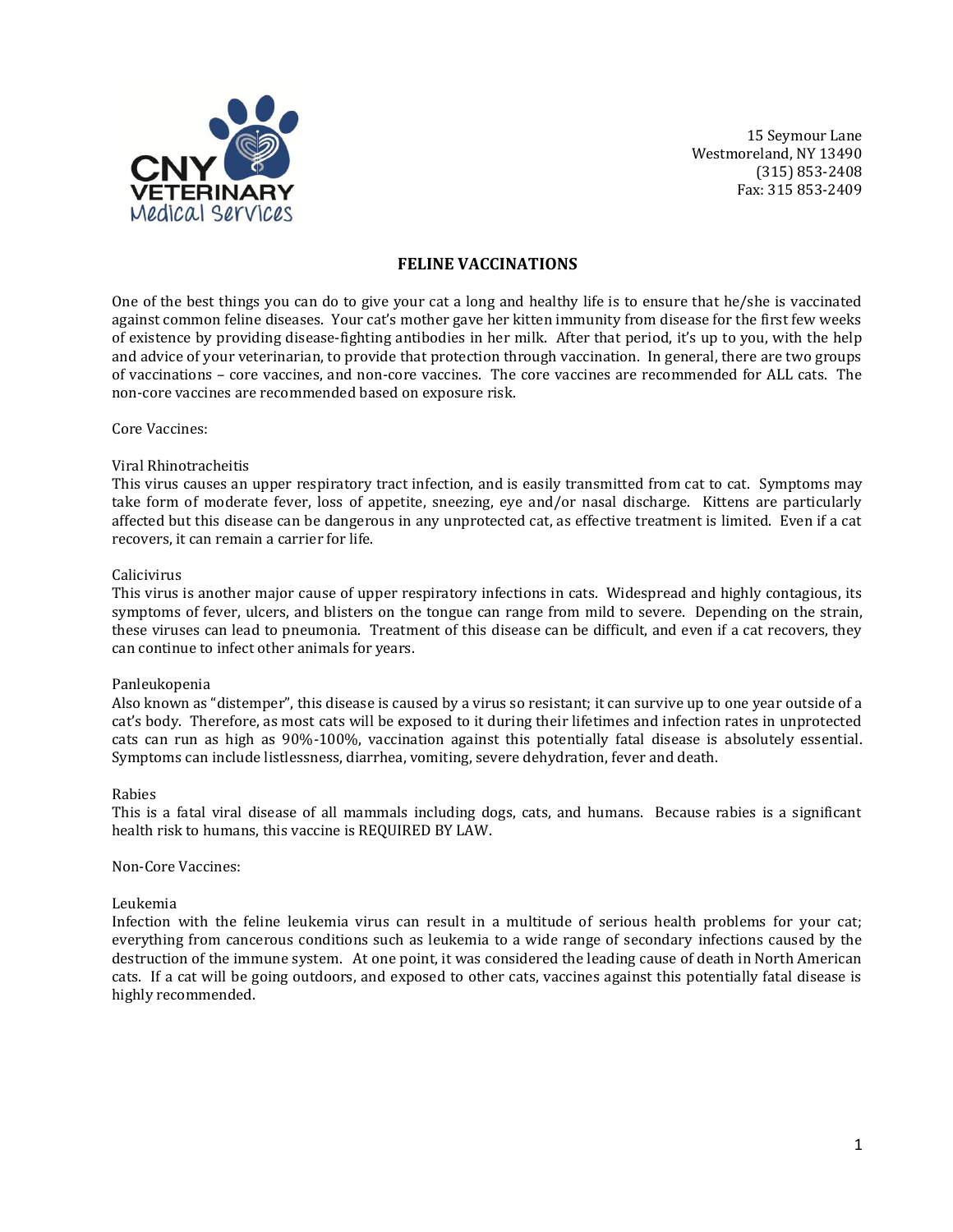15 Seymour Lane
Westmoreland, NY 13490
(315) 853-2408
Fax: 315 853-2409

# FELINE VACCINATIONS

One of the best things you can do to give your cat a long and healthy life is to ensure that he/she is vaccinated against common feline diseases. Your cat's mother gave her kitten immunity from disease for the first few weeks of existence by providing disease-fighting antibodies in her milk. After that period, it's up to you, with the help and advice of your veterinarian, to provide that protection through vaccination. In general, there are two groups of vaccinations – core vaccines, and non-core vaccines. The core vaccines are recommended for ALL cats. The non-core vaccines are recommended based on exposure risk.

## Core Vaccines:

### Viral Rhinotracheitis

This virus causes an upper respiratory tract infection, and is easily transmitted from cat to cat. Symptoms may take form of moderate fever, loss of appetite, sneezing, eye and/or nasal discharge. Kittens are particularly affected but this disease can be dangerous in any unprotected cat, as effective treatment is limited. Even if a cat recovers, it can remain a carrier for life.

### Calicivirus

This virus is another major cause of upper respiratory infections in cats. Widespread and highly contagious, its symptoms of fever, ulcers, and blisters on the tongue can range from mild to severe. Depending on the strain, these viruses can lead to pneumonia. Treatment of this disease can be difficult, and even if a cat recovers, they can continue to infect other animals for years.

### Panleukopenia

Also known as "distemper", this disease is caused by a virus so resistant; it can survive up to one year outside of a cat's body. Therefore, as most cats will be exposed to it during their lifetimes and infection rates in unprotected cats can run as high as 90%-100%, vaccination against this potentially fatal disease is absolutely essential. Symptoms can include listlessness, diarrhea, vomiting, severe dehydration, fever and death.

### Rabies

This is a fatal viral disease of all mammals including dogs, cats, and humans. Because rabies is a significant health risk to humans, this vaccine is REQUIRED BY LAW.

## Non-Core Vaccines:

### Leukemia

Infection with the feline leukemia virus can result in a multitude of serious health problems for your cat; everything from cancerous conditions such as leukemia to a wide range of secondary infections caused by the destruction of the immune system. At one point, it was considered the leading cause of death in North American cats. If a cat will be going outdoors, and exposed to other cats, vaccines against this potentially fatal disease is highly recommended.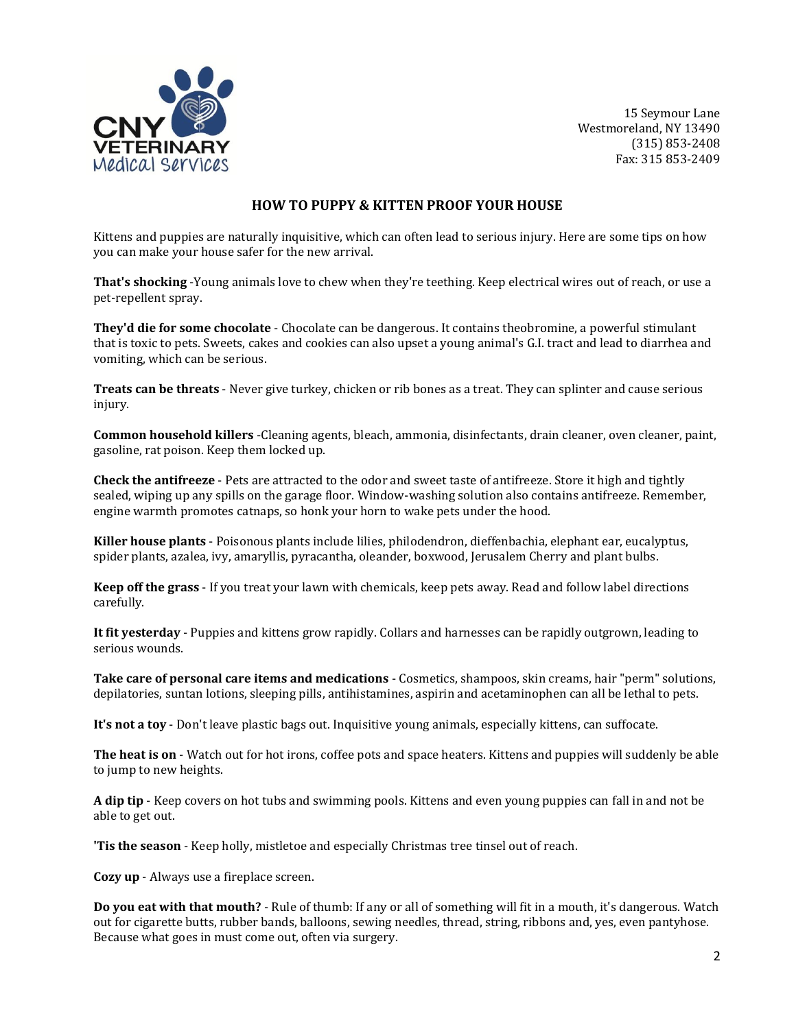CNY VETERINARY Medical Services

15 Seymour Lane
Westmoreland, NY 13490
(315) 853-2408
Fax: 315 853-2409

## HOW TO PUPPY & KITTEN PROOF YOUR HOUSE

Kittens and puppies are naturally inquisitive, which can often lead to serious injury. Here are some tips on how you can make your house safer for the new arrival.

**That's shocking** -Young animals love to chew when they're teething. Keep electrical wires out of reach, or use a pet-repellent spray.

**They'd die for some chocolate** - Chocolate can be dangerous. It contains theobromine, a powerful stimulant that is toxic to pets. Sweets, cakes and cookies can also upset a young animal's G.I. tract and lead to diarrhea and vomiting, which can be serious.

**Treats can be threats** - Never give turkey, chicken or rib bones as a treat. They can splinter and cause serious injury.

**Common household killers** -Cleaning agents, bleach, ammonia, disinfectants, drain cleaner, oven cleaner, paint, gasoline, rat poison. Keep them locked up.

**Check the antifreeze** - Pets are attracted to the odor and sweet taste of antifreeze. Store it high and tightly sealed, wiping up any spills on the garage floor. Window-washing solution also contains antifreeze. Remember, engine warmth promotes catnaps, so honk your horn to wake pets under the hood.

**Killer house plants** - Poisonous plants include lilies, philodendron, dieffenbachia, elephant ear, eucalyptus, spider plants, azalea, ivy, amaryllis, pyracantha, oleander, boxwood, Jerusalem Cherry and plant bulbs.

**Keep off the grass** - If you treat your lawn with chemicals, keep pets away. Read and follow label directions carefully.

**It fit yesterday** - Puppies and kittens grow rapidly. Collars and harnesses can be rapidly outgrown, leading to serious wounds.

**Take care of personal care items and medications** - Cosmetics, shampoos, skin creams, hair "perm" solutions, depilatories, suntan lotions, sleeping pills, antihistamines, aspirin and acetaminophen can all be lethal to pets.

**It's not a toy** - Don't leave plastic bags out. Inquisitive young animals, especially kittens, can suffocate.

**The heat is on** - Watch out for hot irons, coffee pots and space heaters. Kittens and puppies will suddenly be able to jump to new heights.

**A dip tip** - Keep covers on hot tubs and swimming pools. Kittens and even young puppies can fall in and not be able to get out.

**'Tis the season** - Keep holly, mistletoe and especially Christmas tree tinsel out of reach.

**Cozy up** - Always use a fireplace screen.

**Do you eat with that mouth?** - Rule of thumb: If any or all of something will fit in a mouth, it's dangerous. Watch out for cigarette butts, rubber bands, balloons, sewing needles, thread, string, ribbons and, yes, even pantyhose. Because what goes in must come out, often via surgery.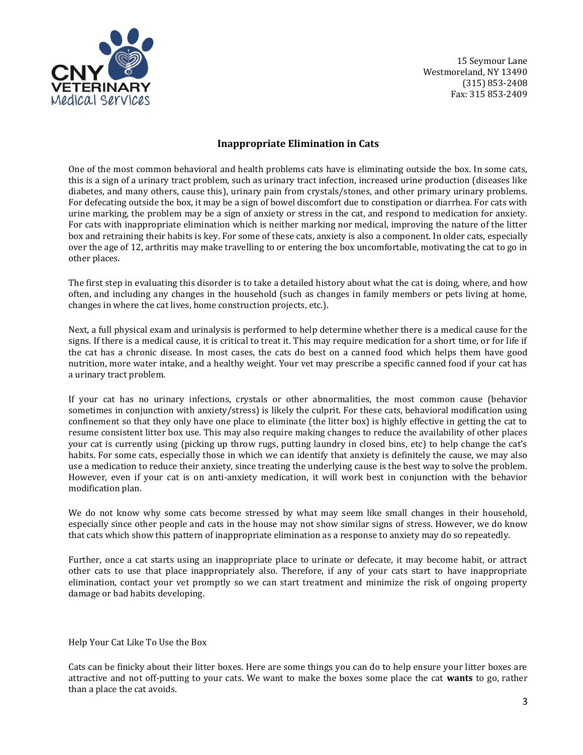15 Seymour Lane
Westmoreland, NY 13490
(315) 853-2408
Fax: 315 853-2409

## Inappropriate Elimination in Cats

One of the most common behavioral and health problems cats have is eliminating outside the box. In some cats, this is a sign of a urinary tract problem, such as urinary tract infection, increased urine production (diseases like diabetes, and many others, cause this), urinary pain from crystals/stones, and other primary urinary problems. For defecating outside the box, it may be a sign of bowel discomfort due to constipation or diarrhea. For cats with urine marking, the problem may be a sign of anxiety or stress in the cat, and respond to medication for anxiety. For cats with inappropriate elimination which is neither marking nor medical, improving the nature of the litter box and retraining their habits is key. For some of these cats, anxiety is also a component. In older cats, especially over the age of 12, arthritis may make travelling to or entering the box uncomfortable, motivating the cat to go in other places.

The first step in evaluating this disorder is to take a detailed history about what the cat is doing, where, and how often, and including any changes in the household (such as changes in family members or pets living at home, changes in where the cat lives, home construction projects, etc.).

Next, a full physical exam and urinalysis is performed to help determine whether there is a medical cause for the signs. If there is a medical cause, it is critical to treat it. This may require medication for a short time, or for life if the cat has a chronic disease. In most cases, the cats do best on a canned food which helps them have good nutrition, more water intake, and a healthy weight. Your vet may prescribe a specific canned food if your cat has a urinary tract problem.

If your cat has no urinary infections, crystals or other abnormalities, the most common cause (behavior sometimes in conjunction with anxiety/stress) is likely the culprit. For these cats, behavioral modification using confinement so that they only have one place to eliminate (the litter box) is highly effective in getting the cat to resume consistent litter box use. This may also require making changes to reduce the availability of other places your cat is currently using (picking up throw rugs, putting laundry in closed bins, etc) to help change the cat's habits. For some cats, especially those in which we can identify that anxiety is definitely the cause, we may also use a medication to reduce their anxiety, since treating the underlying cause is the best way to solve the problem. However, even if your cat is on anti-anxiety medication, it will work best in conjunction with the behavior modification plan.

We do not know why some cats become stressed by what may seem like small changes in their household, especially since other people and cats in the house may not show similar signs of stress. However, we do know that cats which show this pattern of inappropriate elimination as a response to anxiety may do so repeatedly.

Further, once a cat starts using an inappropriate place to urinate or defecate, it may become habit, or attract other cats to use that place inappropriately also. Therefore, if any of your cats start to have inappropriate elimination, contact your vet promptly so we can start treatment and minimize the risk of ongoing property damage or bad habits developing.

Help Your Cat Like To Use the Box

Cats can be finicky about their litter boxes. Here are some things you can do to help ensure your litter boxes are attractive and not off-putting to your cats. We want to make the boxes some place the cat **wants** to go, rather than a place the cat avoids.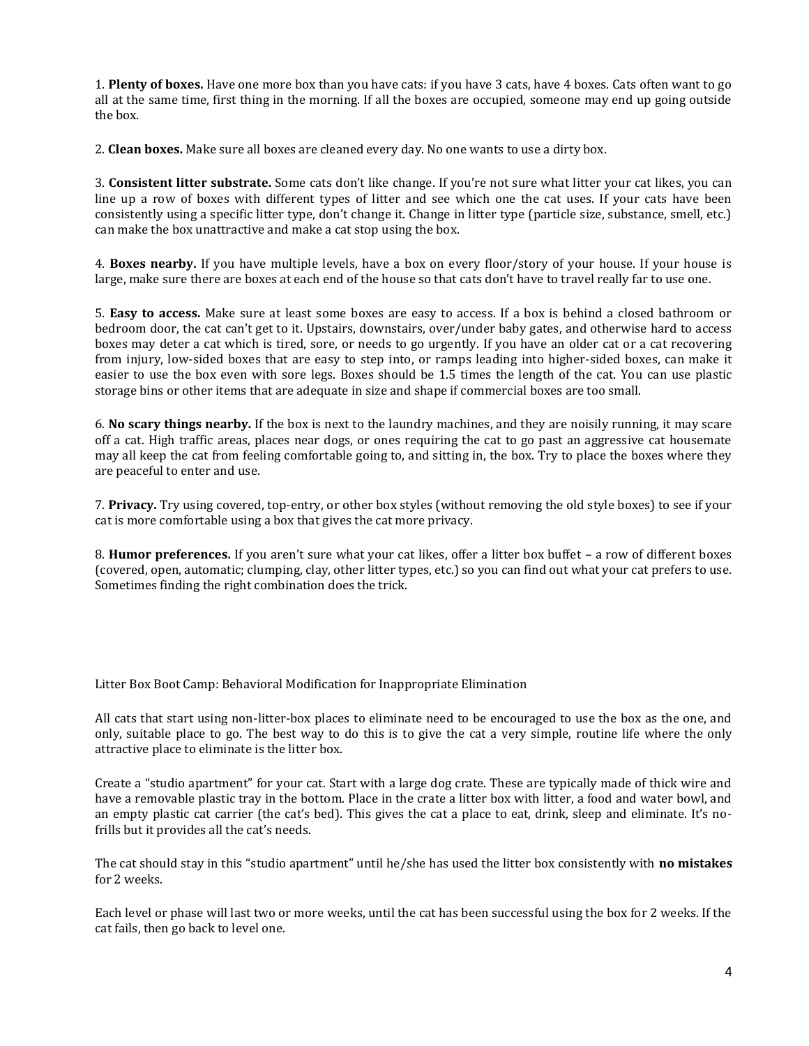1. **Plenty of boxes.** Have one more box than you have cats: if you have 3 cats, have 4 boxes. Cats often want to go all at the same time, first thing in the morning. If all the boxes are occupied, someone may end up going outside the box.

2. **Clean boxes.** Make sure all boxes are cleaned every day. No one wants to use a dirty box.

3. **Consistent litter substrate.** Some cats don't like change. If you're not sure what litter your cat likes, you can line up a row of boxes with different types of litter and see which one the cat uses. If your cats have been consistently using a specific litter type, don't change it. Change in litter type (particle size, substance, smell, etc.) can make the box unattractive and make a cat stop using the box.

4. **Boxes nearby.** If you have multiple levels, have a box on every floor/story of your house. If your house is large, make sure there are boxes at each end of the house so that cats don't have to travel really far to use one.

5. **Easy to access.** Make sure at least some boxes are easy to access. If a box is behind a closed bathroom or bedroom door, the cat can't get to it. Upstairs, downstairs, over/under baby gates, and otherwise hard to access boxes may deter a cat which is tired, sore, or needs to go urgently. If you have an older cat or a cat recovering from injury, low-sided boxes that are easy to step into, or ramps leading into higher-sided boxes, can make it easier to use the box even with sore legs. Boxes should be 1.5 times the length of the cat. You can use plastic storage bins or other items that are adequate in size and shape if commercial boxes are too small.

6. **No scary things nearby.** If the box is next to the laundry machines, and they are noisily running, it may scare off a cat. High traffic areas, places near dogs, or ones requiring the cat to go past an aggressive cat housemate may all keep the cat from feeling comfortable going to, and sitting in, the box. Try to place the boxes where they are peaceful to enter and use.

7. **Privacy.** Try using covered, top-entry, or other box styles (without removing the old style boxes) to see if your cat is more comfortable using a box that gives the cat more privacy.

8. **Humor preferences.** If you aren't sure what your cat likes, offer a litter box buffet – a row of different boxes (covered, open, automatic; clumping, clay, other litter types, etc.) so you can find out what your cat prefers to use. Sometimes finding the right combination does the trick.

Litter Box Boot Camp: Behavioral Modification for Inappropriate Elimination

All cats that start using non-litter-box places to eliminate need to be encouraged to use the box as the one, and only, suitable place to go. The best way to do this is to give the cat a very simple, routine life where the only attractive place to eliminate is the litter box.

Create a "studio apartment" for your cat. Start with a large dog crate. These are typically made of thick wire and have a removable plastic tray in the bottom. Place in the crate a litter box with litter, a food and water bowl, and an empty plastic cat carrier (the cat's bed). This gives the cat a place to eat, drink, sleep and eliminate. It's no-frills but it provides all the cat's needs.

The cat should stay in this "studio apartment" until he/she has used the litter box consistently with **no mistakes** for 2 weeks.

Each level or phase will last two or more weeks, until the cat has been successful using the box for 2 weeks. If the cat fails, then go back to level one.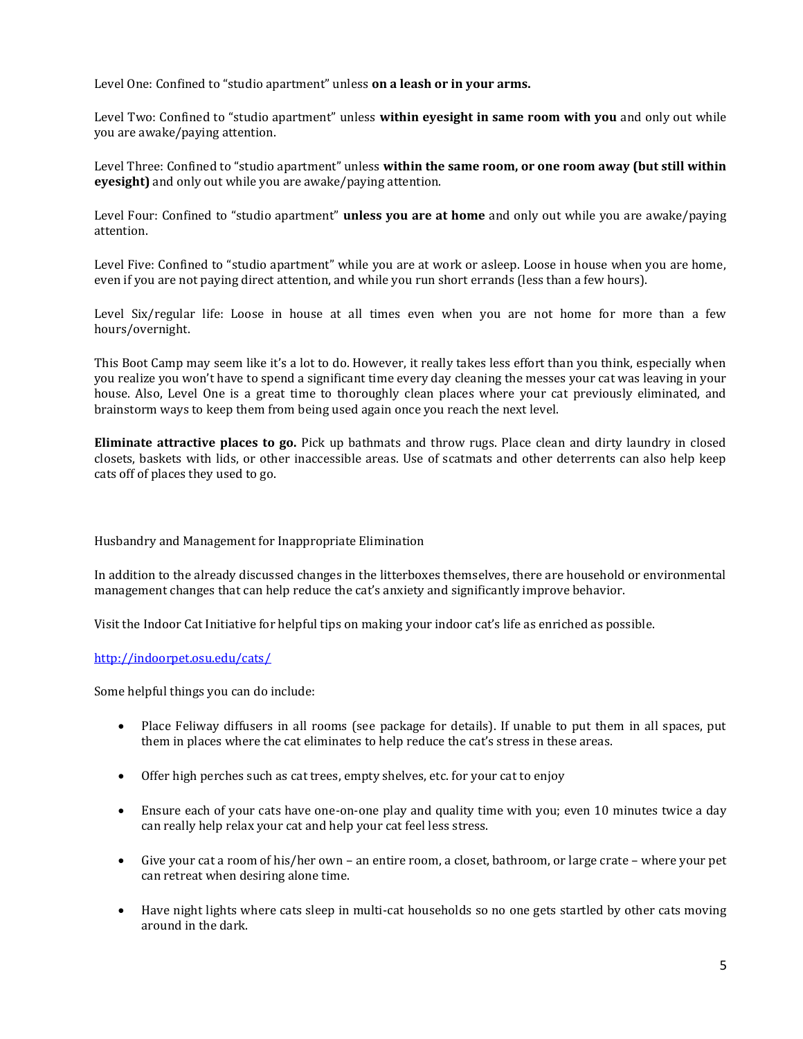Level One: Confined to "studio apartment" unless **on a leash or in your arms.**

Level Two: Confined to "studio apartment" unless **within eyesight in same room with you** and only out while you are awake/paying attention.

Level Three: Confined to "studio apartment" unless **within the same room, or one room away (but still within eyesight)** and only out while you are awake/paying attention.

Level Four: Confined to "studio apartment" **unless you are at home** and only out while you are awake/paying attention.

Level Five: Confined to "studio apartment" while you are at work or asleep. Loose in house when you are home, even if you are not paying direct attention, and while you run short errands (less than a few hours).

Level Six/regular life: Loose in house at all times even when you are not home for more than a few hours/overnight.

This Boot Camp may seem like it's a lot to do. However, it really takes less effort than you think, especially when you realize you won't have to spend a significant time every day cleaning the messes your cat was leaving in your house. Also, Level One is a great time to thoroughly clean places where your cat previously eliminated, and brainstorm ways to keep them from being used again once you reach the next level.

**Eliminate attractive places to go.** Pick up bathmats and throw rugs. Place clean and dirty laundry in closed closets, baskets with lids, or other inaccessible areas. Use of scatmats and other deterrents can also help keep cats off of places they used to go.

## Husbandry and Management for Inappropriate Elimination

In addition to the already discussed changes in the litterboxes themselves, there are household or environmental management changes that can help reduce the cat's anxiety and significantly improve behavior.

Visit the Indoor Cat Initiative for helpful tips on making your indoor cat's life as enriched as possible.

[http://indoorpet.osu.edu/cats/](http://indoorpet.osu.edu/cats/)

Some helpful things you can do include:

- Place Feliway diffusers in all rooms (see package for details). If unable to put them in all spaces, put them in places where the cat eliminates to help reduce the cat's stress in these areas.
- Offer high perches such as cat trees, empty shelves, etc. for your cat to enjoy
- Ensure each of your cats have one-on-one play and quality time with you; even 10 minutes twice a day can really help relax your cat and help your cat feel less stress.
- Give your cat a room of his/her own – an entire room, a closet, bathroom, or large crate – where your pet can retreat when desiring alone time.
- Have night lights where cats sleep in multi-cat households so no one gets startled by other cats moving around in the dark.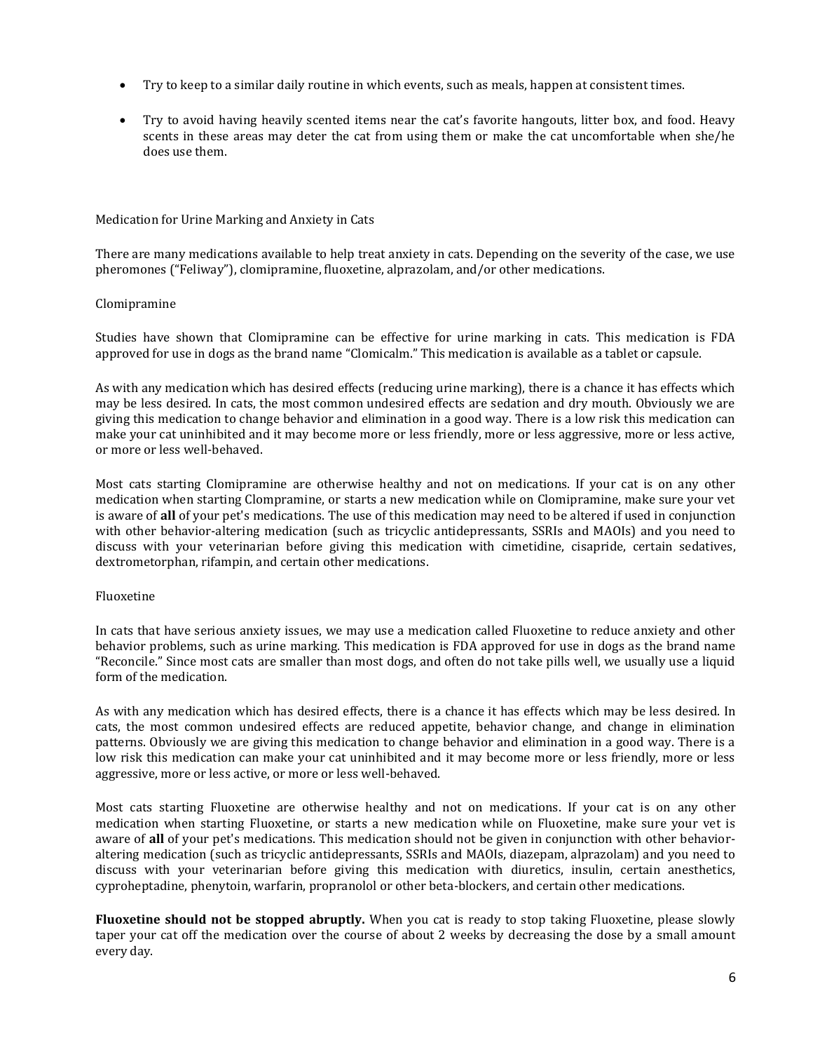- Try to keep to a similar daily routine in which events, such as meals, happen at consistent times.
- Try to avoid having heavily scented items near the cat's favorite hangouts, litter box, and food. Heavy scents in these areas may deter the cat from using them or make the cat uncomfortable when she/he does use them.

## Medication for Urine Marking and Anxiety in Cats

There are many medications available to help treat anxiety in cats. Depending on the severity of the case, we use pheromones ("Feliway"), clomipramine, fluoxetine, alprazolam, and/or other medications.

### Clomipramine

Studies have shown that Clomipramine can be effective for urine marking in cats. This medication is FDA approved for use in dogs as the brand name "Clomicalm." This medication is available as a tablet or capsule.

As with any medication which has desired effects (reducing urine marking), there is a chance it has effects which may be less desired. In cats, the most common undesired effects are sedation and dry mouth. Obviously we are giving this medication to change behavior and elimination in a good way. There is a low risk this medication can make your cat uninhibited and it may become more or less friendly, more or less aggressive, more or less active, or more or less well-behaved.

Most cats starting Clomipramine are otherwise healthy and not on medications. If your cat is on any other medication when starting Clompramine, or starts a new medication while on Clomipramine, make sure your vet is aware of **all** of your pet's medications. The use of this medication may need to be altered if used in conjunction with other behavior-altering medication (such as tricyclic antidepressants, SSRIs and MAOIs) and you need to discuss with your veterinarian before giving this medication with cimetidine, cisapride, certain sedatives, dextrometorphan, rifampin, and certain other medications.

### Fluoxetine

In cats that have serious anxiety issues, we may use a medication called Fluoxetine to reduce anxiety and other behavior problems, such as urine marking. This medication is FDA approved for use in dogs as the brand name "Reconcile." Since most cats are smaller than most dogs, and often do not take pills well, we usually use a liquid form of the medication.

As with any medication which has desired effects, there is a chance it has effects which may be less desired. In cats, the most common undesired effects are reduced appetite, behavior change, and change in elimination patterns. Obviously we are giving this medication to change behavior and elimination in a good way. There is a low risk this medication can make your cat uninhibited and it may become more or less friendly, more or less aggressive, more or less active, or more or less well-behaved.

Most cats starting Fluoxetine are otherwise healthy and not on medications. If your cat is on any other medication when starting Fluoxetine, or starts a new medication while on Fluoxetine, make sure your vet is aware of **all** of your pet's medications. This medication should not be given in conjunction with other behavior-altering medication (such as tricyclic antidepressants, SSRIs and MAOIs, diazepam, alprazolam) and you need to discuss with your veterinarian before giving this medication with diuretics, insulin, certain anesthetics, cyproheptadine, phenytoin, warfarin, propranolol or other beta-blockers, and certain other medications.

**Fluoxetine should not be stopped abruptly.** When you cat is ready to stop taking Fluoxetine, please slowly taper your cat off the medication over the course of about 2 weeks by decreasing the dose by a small amount every day.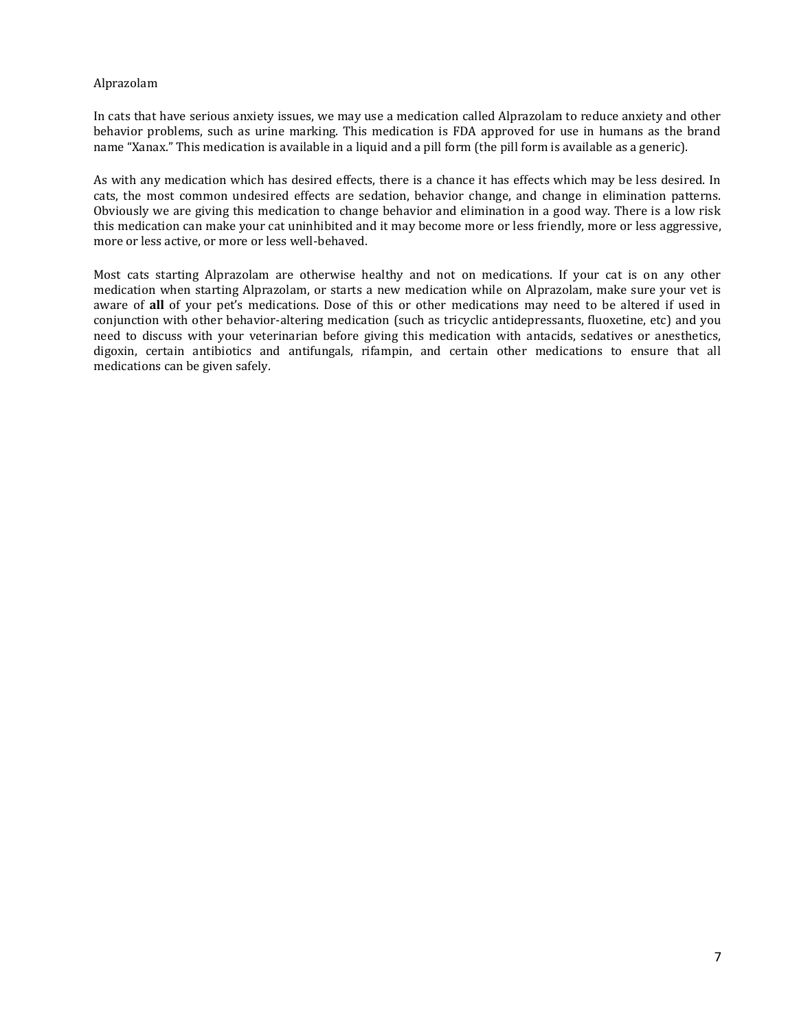## Alprazolam

In cats that have serious anxiety issues, we may use a medication called Alprazolam to reduce anxiety and other behavior problems, such as urine marking. This medication is FDA approved for use in humans as the brand name "Xanax." This medication is available in a liquid and a pill form (the pill form is available as a generic).

As with any medication which has desired effects, there is a chance it has effects which may be less desired. In cats, the most common undesired effects are sedation, behavior change, and change in elimination patterns. Obviously we are giving this medication to change behavior and elimination in a good way. There is a low risk this medication can make your cat uninhibited and it may become more or less friendly, more or less aggressive, more or less active, or more or less well-behaved.

Most cats starting Alprazolam are otherwise healthy and not on medications. If your cat is on any other medication when starting Alprazolam, or starts a new medication while on Alprazolam, make sure your vet is aware of **all** of your pet's medications. Dose of this or other medications may need to be altered if used in conjunction with other behavior-altering medication (such as tricyclic antidepressants, fluoxetine, etc) and you need to discuss with your veterinarian before giving this medication with antacids, sedatives or anesthetics, digoxin, certain antibiotics and antifungals, rifampin, and certain other medications to ensure that all medications can be given safely.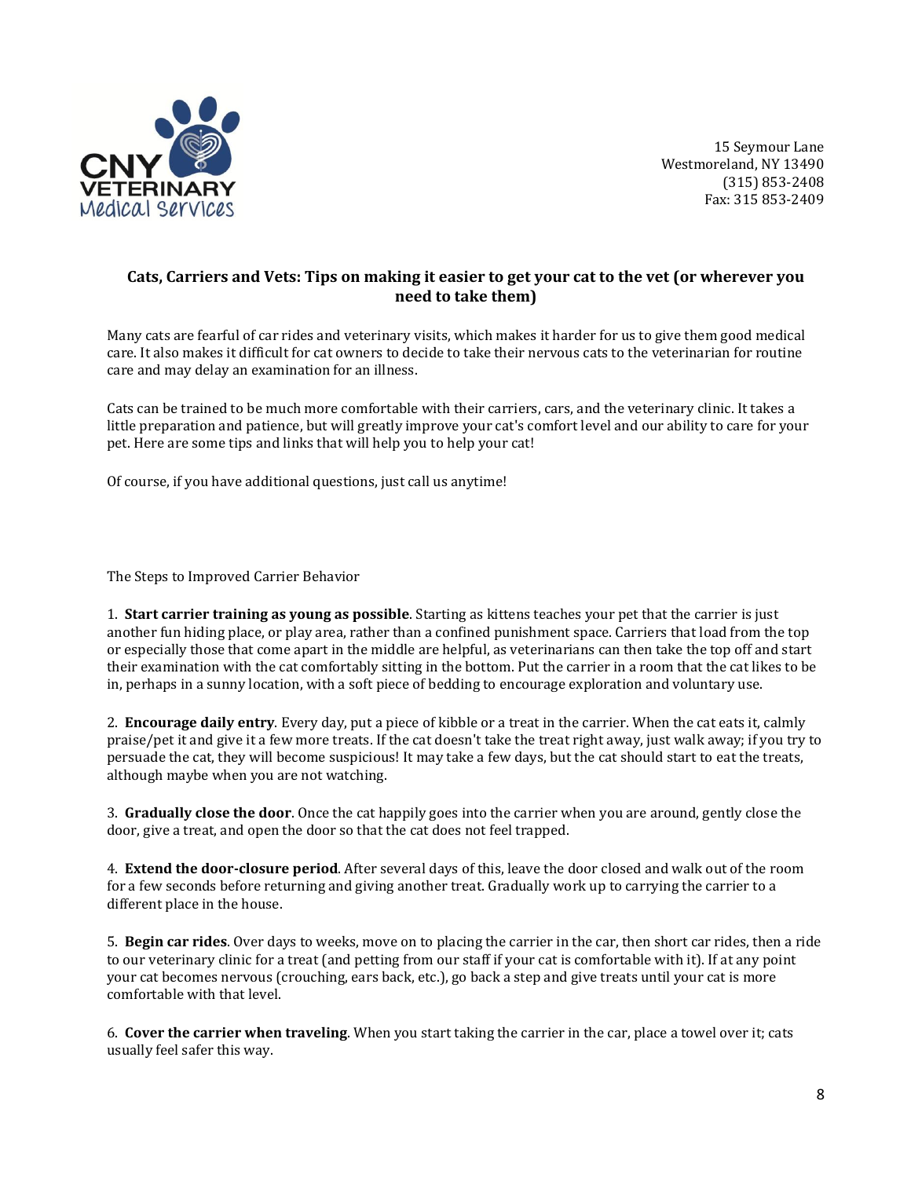CNY VETERINARY Medical Services

15 Seymour Lane
Westmoreland, NY 13490
(315) 853-2408
Fax: 315 853-2409

## Cats, Carriers and Vets: Tips on making it easier to get your cat to the vet (or wherever you need to take them)

Many cats are fearful of car rides and veterinary visits, which makes it harder for us to give them good medical care. It also makes it difficult for cat owners to decide to take their nervous cats to the veterinarian for routine care and may delay an examination for an illness.

Cats can be trained to be much more comfortable with their carriers, cars, and the veterinary clinic. It takes a little preparation and patience, but will greatly improve your cat's comfort level and our ability to care for your pet. Here are some tips and links that will help you to help your cat!

Of course, if you have additional questions, just call us anytime!

The Steps to Improved Carrier Behavior

1. **Start carrier training as young as possible**. Starting as kittens teaches your pet that the carrier is just another fun hiding place, or play area, rather than a confined punishment space. Carriers that load from the top or especially those that come apart in the middle are helpful, as veterinarians can then take the top off and start their examination with the cat comfortably sitting in the bottom. Put the carrier in a room that the cat likes to be in, perhaps in a sunny location, with a soft piece of bedding to encourage exploration and voluntary use.

2. **Encourage daily entry**. Every day, put a piece of kibble or a treat in the carrier. When the cat eats it, calmly praise/pet it and give it a few more treats. If the cat doesn't take the treat right away, just walk away; if you try to persuade the cat, they will become suspicious! It may take a few days, but the cat should start to eat the treats, although maybe when you are not watching.

3. **Gradually close the door**. Once the cat happily goes into the carrier when you are around, gently close the door, give a treat, and open the door so that the cat does not feel trapped.

4. **Extend the door-closure period**. After several days of this, leave the door closed and walk out of the room for a few seconds before returning and giving another treat. Gradually work up to carrying the carrier to a different place in the house.

5. **Begin car rides**. Over days to weeks, move on to placing the carrier in the car, then short car rides, then a ride to our veterinary clinic for a treat (and petting from our staff if your cat is comfortable with it). If at any point your cat becomes nervous (crouching, ears back, etc.), go back a step and give treats until your cat is more comfortable with that level.

6. **Cover the carrier when traveling**. When you start taking the carrier in the car, place a towel over it; cats usually feel safer this way.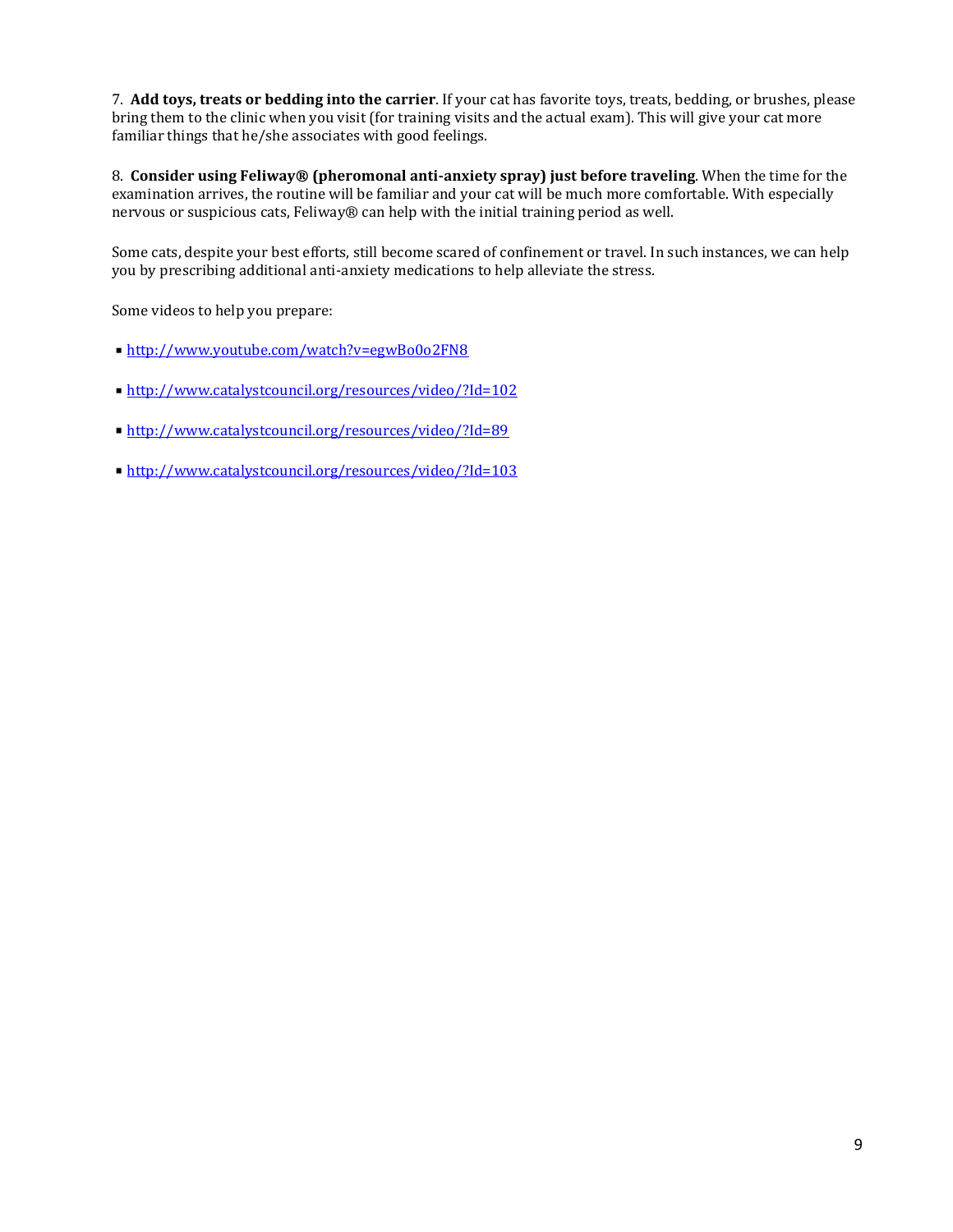7. **Add toys, treats or bedding into the carrier**. If your cat has favorite toys, treats, bedding, or brushes, please bring them to the clinic when you visit (for training visits and the actual exam). This will give your cat more familiar things that he/she associates with good feelings.

8. **Consider using Feliway® (pheromonal anti-anxiety spray) just before traveling**. When the time for the examination arrives, the routine will be familiar and your cat will be much more comfortable. With especially nervous or suspicious cats, Feliway® can help with the initial training period as well.

Some cats, despite your best efforts, still become scared of confinement or travel. In such instances, we can help you by prescribing additional anti-anxiety medications to help alleviate the stress.

Some videos to help you prepare:

- [http://www.youtube.com/watch?v=egwBo0o2FN8](http://www.youtube.com/watch?v=egwBo0o2FN8)
- [http://www.catalystcouncil.org/resources/video/?Id=102](http://www.catalystcouncil.org/resources/video/?Id=102)
- [http://www.catalystcouncil.org/resources/video/?Id=89](http://www.catalystcouncil.org/resources/video/?Id=89)
- [http://www.catalystcouncil.org/resources/video/?Id=103](http://www.catalystcouncil.org/resources/video/?Id=103)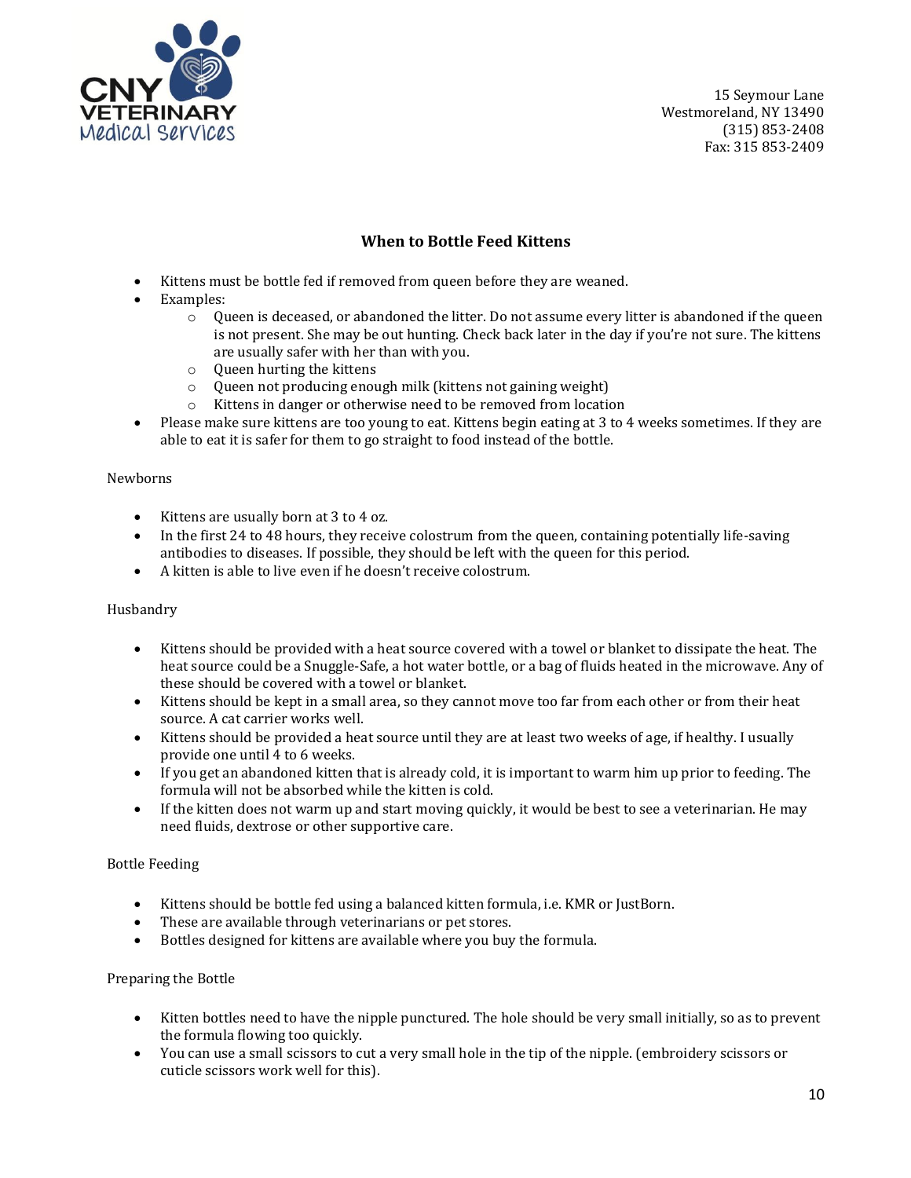CNY VETERINARY Medical Services

15 Seymour Lane
Westmoreland, NY 13490
(315) 853-2408
Fax: 315 853-2409

## When to Bottle Feed Kittens

- Kittens must be bottle fed if removed from queen before they are weaned.
- Examples:
  - Queen is deceased, or abandoned the litter. Do not assume every litter is abandoned if the queen is not present. She may be out hunting. Check back later in the day if you're not sure. The kittens are usually safer with her than with you.
  - Queen hurting the kittens
  - Queen not producing enough milk (kittens not gaining weight)
  - Kittens in danger or otherwise need to be removed from location
- Please make sure kittens are too young to eat. Kittens begin eating at 3 to 4 weeks sometimes. If they are able to eat it is safer for them to go straight to food instead of the bottle.

### Newborns

- Kittens are usually born at 3 to 4 oz.
- In the first 24 to 48 hours, they receive colostrum from the queen, containing potentially life-saving antibodies to diseases. If possible, they should be left with the queen for this period.
- A kitten is able to live even if he doesn't receive colostrum.

### Husbandry

- Kittens should be provided with a heat source covered with a towel or blanket to dissipate the heat. The heat source could be a Snuggle-Safe, a hot water bottle, or a bag of fluids heated in the microwave. Any of these should be covered with a towel or blanket.
- Kittens should be kept in a small area, so they cannot move too far from each other or from their heat source. A cat carrier works well.
- Kittens should be provided a heat source until they are at least two weeks of age, if healthy. I usually provide one until 4 to 6 weeks.
- If you get an abandoned kitten that is already cold, it is important to warm him up prior to feeding. The formula will not be absorbed while the kitten is cold.
- If the kitten does not warm up and start moving quickly, it would be best to see a veterinarian. He may need fluids, dextrose or other supportive care.

### Bottle Feeding

- Kittens should be bottle fed using a balanced kitten formula, i.e. KMR or JustBorn.
- These are available through veterinarians or pet stores.
- Bottles designed for kittens are available where you buy the formula.

### Preparing the Bottle

- Kitten bottles need to have the nipple punctured. The hole should be very small initially, so as to prevent the formula flowing too quickly.
- You can use a small scissors to cut a very small hole in the tip of the nipple. (embroidery scissors or cuticle scissors work well for this).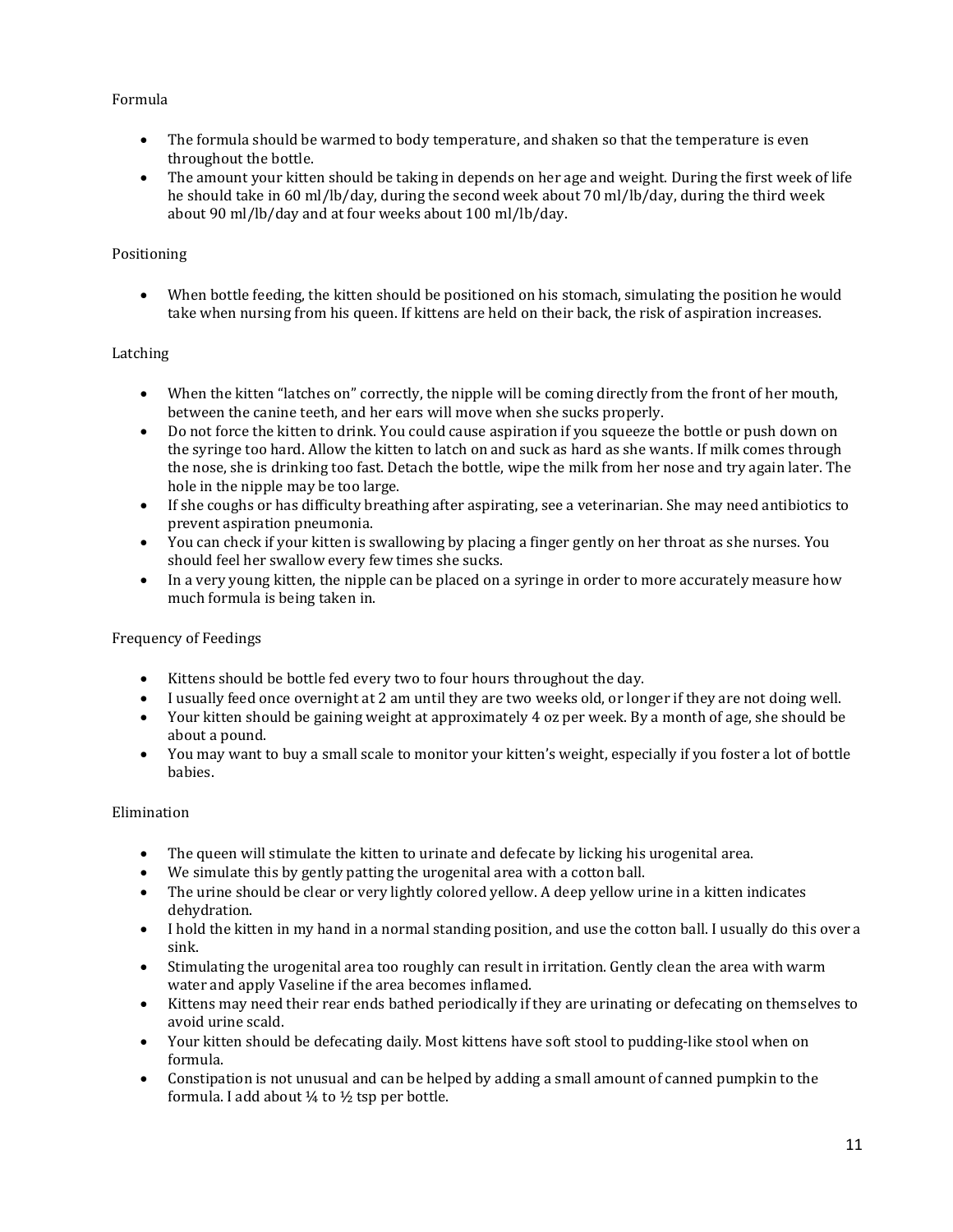## Formula

- The formula should be warmed to body temperature, and shaken so that the temperature is even throughout the bottle.
- The amount your kitten should be taking in depends on her age and weight. During the first week of life he should take in 60 ml/lb/day, during the second week about 70 ml/lb/day, during the third week about 90 ml/lb/day and at four weeks about 100 ml/lb/day.

## Positioning

- When bottle feeding, the kitten should be positioned on his stomach, simulating the position he would take when nursing from his queen. If kittens are held on their back, the risk of aspiration increases.

## Latching

- When the kitten "latches on" correctly, the nipple will be coming directly from the front of her mouth, between the canine teeth, and her ears will move when she sucks properly.
- Do not force the kitten to drink. You could cause aspiration if you squeeze the bottle or push down on the syringe too hard. Allow the kitten to latch on and suck as hard as she wants. If milk comes through the nose, she is drinking too fast. Detach the bottle, wipe the milk from her nose and try again later. The hole in the nipple may be too large.
- If she coughs or has difficulty breathing after aspirating, see a veterinarian. She may need antibiotics to prevent aspiration pneumonia.
- You can check if your kitten is swallowing by placing a finger gently on her throat as she nurses. You should feel her swallow every few times she sucks.
- In a very young kitten, the nipple can be placed on a syringe in order to more accurately measure how much formula is being taken in.

## Frequency of Feedings

- Kittens should be bottle fed every two to four hours throughout the day.
- I usually feed once overnight at 2 am until they are two weeks old, or longer if they are not doing well.
- Your kitten should be gaining weight at approximately 4 oz per week. By a month of age, she should be about a pound.
- You may want to buy a small scale to monitor your kitten's weight, especially if you foster a lot of bottle babies.

## Elimination

- The queen will stimulate the kitten to urinate and defecate by licking his urogenital area.
- We simulate this by gently patting the urogenital area with a cotton ball.
- The urine should be clear or very lightly colored yellow. A deep yellow urine in a kitten indicates dehydration.
- I hold the kitten in my hand in a normal standing position, and use the cotton ball. I usually do this over a sink.
- Stimulating the urogenital area too roughly can result in irritation. Gently clean the area with warm water and apply Vaseline if the area becomes inflamed.
- Kittens may need their rear ends bathed periodically if they are urinating or defecating on themselves to avoid urine scald.
- Your kitten should be defecating daily. Most kittens have soft stool to pudding-like stool when on formula.
- Constipation is not unusual and can be helped by adding a small amount of canned pumpkin to the formula. I add about ¼ to ½ tsp per bottle.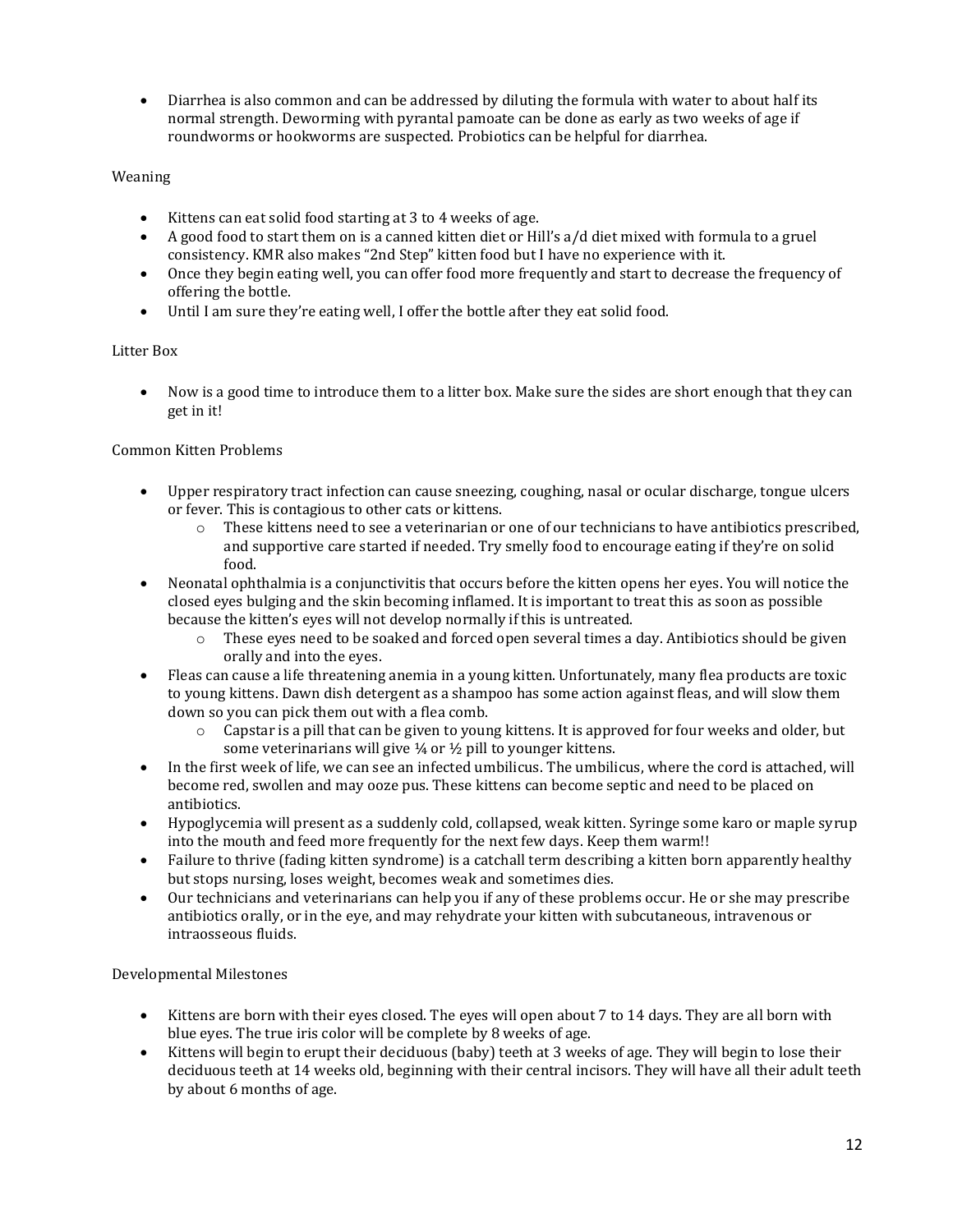- Diarrhea is also common and can be addressed by diluting the formula with water to about half its normal strength. Deworming with pyrantal pamoate can be done as early as two weeks of age if roundworms or hookworms are suspected. Probiotics can be helpful for diarrhea.

Weaning

- Kittens can eat solid food starting at 3 to 4 weeks of age.
- A good food to start them on is a canned kitten diet or Hill's a/d diet mixed with formula to a gruel consistency. KMR also makes "2nd Step" kitten food but I have no experience with it.
- Once they begin eating well, you can offer food more frequently and start to decrease the frequency of offering the bottle.
- Until I am sure they're eating well, I offer the bottle after they eat solid food.

Litter Box

- Now is a good time to introduce them to a litter box. Make sure the sides are short enough that they can get in it!

Common Kitten Problems

- Upper respiratory tract infection can cause sneezing, coughing, nasal or ocular discharge, tongue ulcers or fever. This is contagious to other cats or kittens.
    - These kittens need to see a veterinarian or one of our technicians to have antibiotics prescribed, and supportive care started if needed. Try smelly food to encourage eating if they're on solid food.
- Neonatal ophthalmia is a conjunctivitis that occurs before the kitten opens her eyes. You will notice the closed eyes bulging and the skin becoming inflamed. It is important to treat this as soon as possible because the kitten's eyes will not develop normally if this is untreated.
    - These eyes need to be soaked and forced open several times a day. Antibiotics should be given orally and into the eyes.
- Fleas can cause a life threatening anemia in a young kitten. Unfortunately, many flea products are toxic to young kittens. Dawn dish detergent as a shampoo has some action against fleas, and will slow them down so you can pick them out with a flea comb.
    - Capstar is a pill that can be given to young kittens. It is approved for four weeks and older, but some veterinarians will give ¼ or ½ pill to younger kittens.
- In the first week of life, we can see an infected umbilicus. The umbilicus, where the cord is attached, will become red, swollen and may ooze pus. These kittens can become septic and need to be placed on antibiotics.
- Hypoglycemia will present as a suddenly cold, collapsed, weak kitten. Syringe some karo or maple syrup into the mouth and feed more frequently for the next few days. Keep them warm!!
- Failure to thrive (fading kitten syndrome) is a catchall term describing a kitten born apparently healthy but stops nursing, loses weight, becomes weak and sometimes dies.
- Our technicians and veterinarians can help you if any of these problems occur. He or she may prescribe antibiotics orally, or in the eye, and may rehydrate your kitten with subcutaneous, intravenous or intraosseous fluids.

Developmental Milestones

- Kittens are born with their eyes closed. The eyes will open about 7 to 14 days. They are all born with blue eyes. The true iris color will be complete by 8 weeks of age.
- Kittens will begin to erupt their deciduous (baby) teeth at 3 weeks of age. They will begin to lose their deciduous teeth at 14 weeks old, beginning with their central incisors. They will have all their adult teeth by about 6 months of age.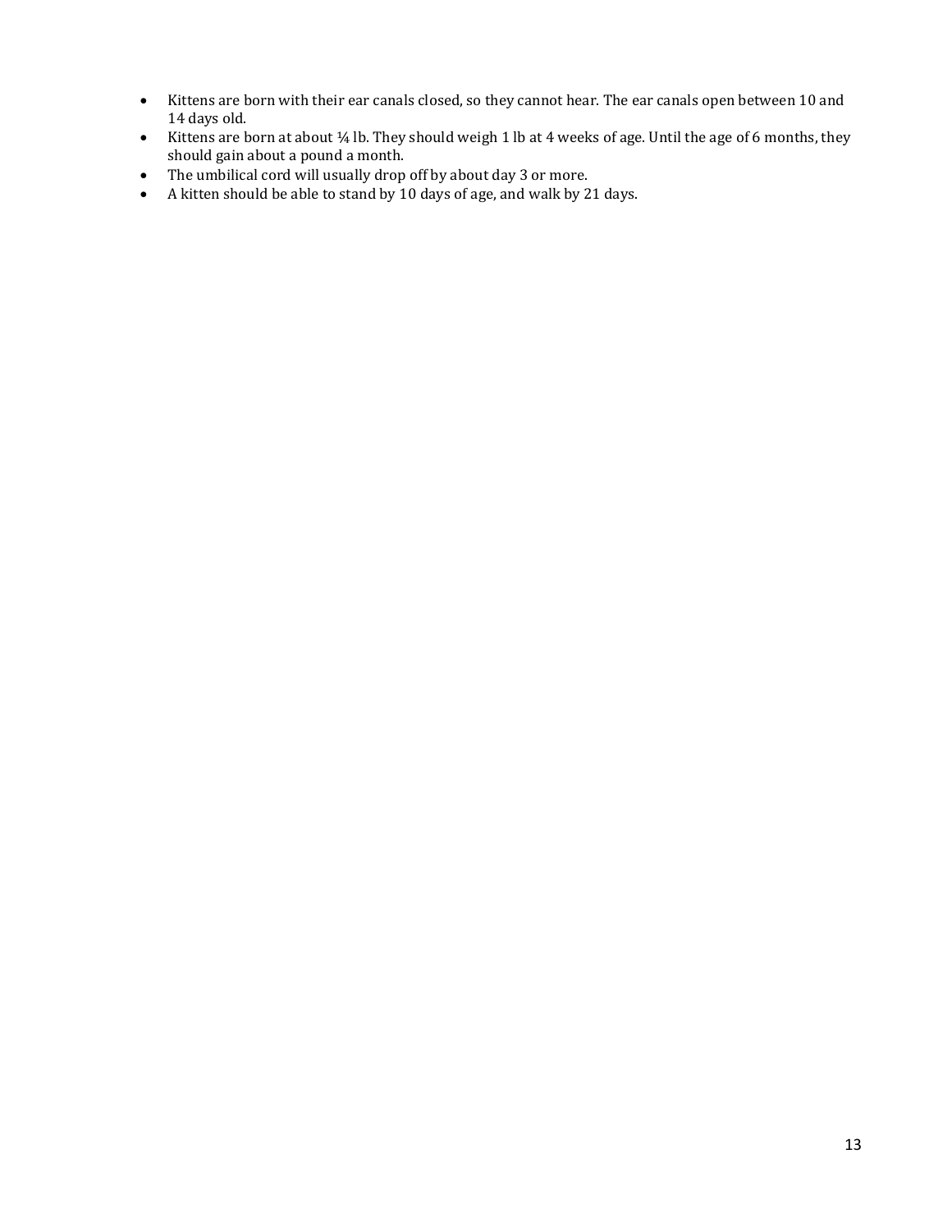- Kittens are born with their ear canals closed, so they cannot hear. The ear canals open between 10 and 14 days old.
- Kittens are born at about ¼ lb. They should weigh 1 lb at 4 weeks of age. Until the age of 6 months, they should gain about a pound a month.
- The umbilical cord will usually drop off by about day 3 or more.
- A kitten should be able to stand by 10 days of age, and walk by 21 days.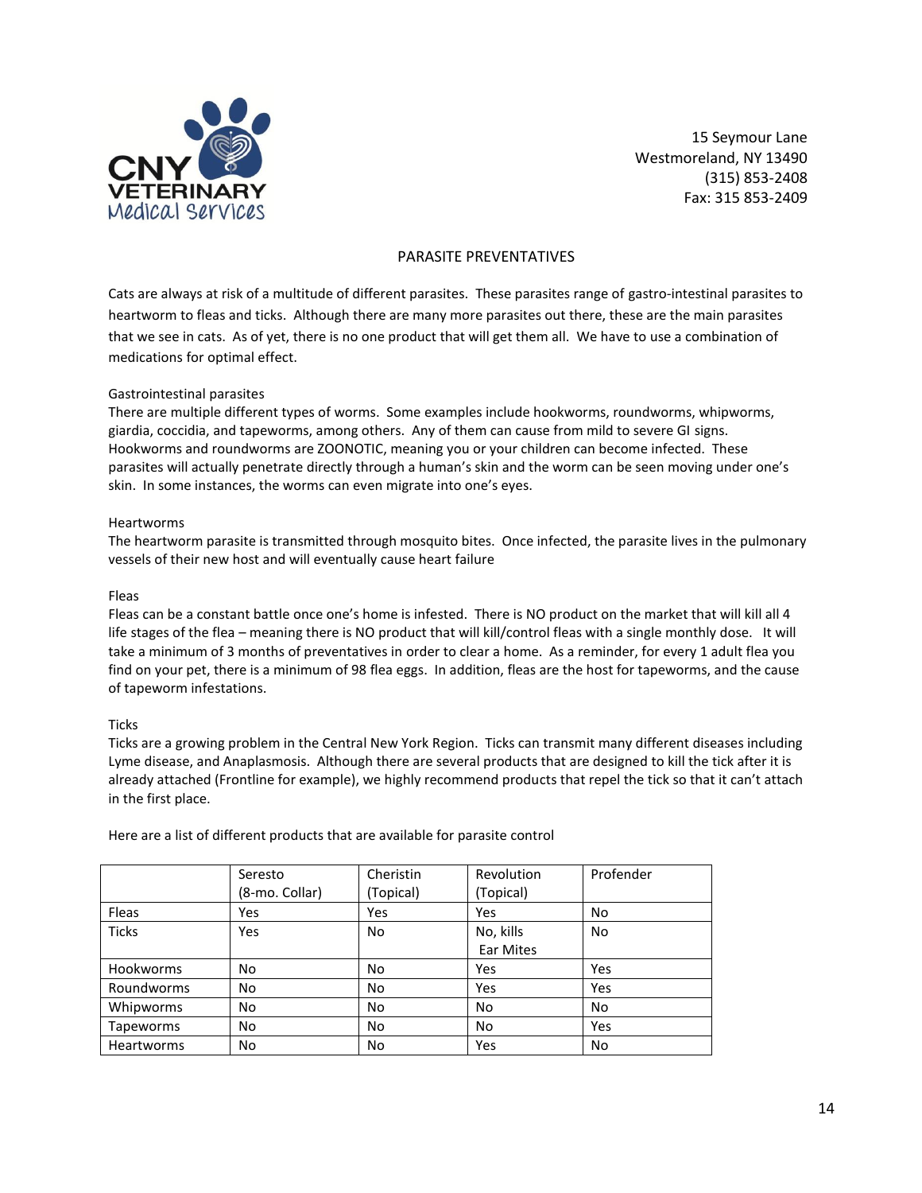CNY VETERINARY Medical Services

15 Seymour Lane
Westmoreland, NY 13490
(315) 853-2408
Fax: 315 853-2409

# PARASITE PREVENTATIVES

Cats are always at risk of a multitude of different parasites. These parasites range of gastro-intestinal parasites to heartworm to fleas and ticks. Although there are many more parasites out there, these are the main parasites that we see in cats. As of yet, there is no one product that will get them all. We have to use a combination of medications for optimal effect.

## Gastrointestinal parasites

There are multiple different types of worms. Some examples include hookworms, roundworms, whipworms, giardia, coccidia, and tapeworms, among others. Any of them can cause from mild to severe GI signs. Hookworms and roundworms are ZOONOTIC, meaning you or your children can become infected. These parasites will actually penetrate directly through a human's skin and the worm can be seen moving under one's skin. In some instances, the worms can even migrate into one's eyes.

## Heartworms

The heartworm parasite is transmitted through mosquito bites. Once infected, the parasite lives in the pulmonary vessels of their new host and will eventually cause heart failure

## Fleas

Fleas can be a constant battle once one's home is infested. There is NO product on the market that will kill all 4 life stages of the flea – meaning there is NO product that will kill/control fleas with a single monthly dose. It will take a minimum of 3 months of preventatives in order to clear a home. As a reminder, for every 1 adult flea you find on your pet, there is a minimum of 98 flea eggs. In addition, fleas are the host for tapeworms, and the cause of tapeworm infestations.

## Ticks

Ticks are a growing problem in the Central New York Region. Ticks can transmit many different diseases including Lyme disease, and Anaplasmosis. Although there are several products that are designed to kill the tick after it is already attached (Frontline for example), we highly recommend products that repel the tick so that it can't attach in the first place.

Here are a list of different products that are available for parasite control

| | Seresto (8-mo. Collar) | Cheristin (Topical) | Revolution (Topical) | Profender |
|---|---|---|---|---|
| Fleas | Yes | Yes | Yes | No |
| Ticks | Yes | No | No, kills Ear Mites | No |
| Hookworms | No | No | Yes | Yes |
| Roundworms | No | No | Yes | Yes |
| Whipworms | No | No | No | No |
| Tapeworms | No | No | No | Yes |
| Heartworms | No | No | Yes | No |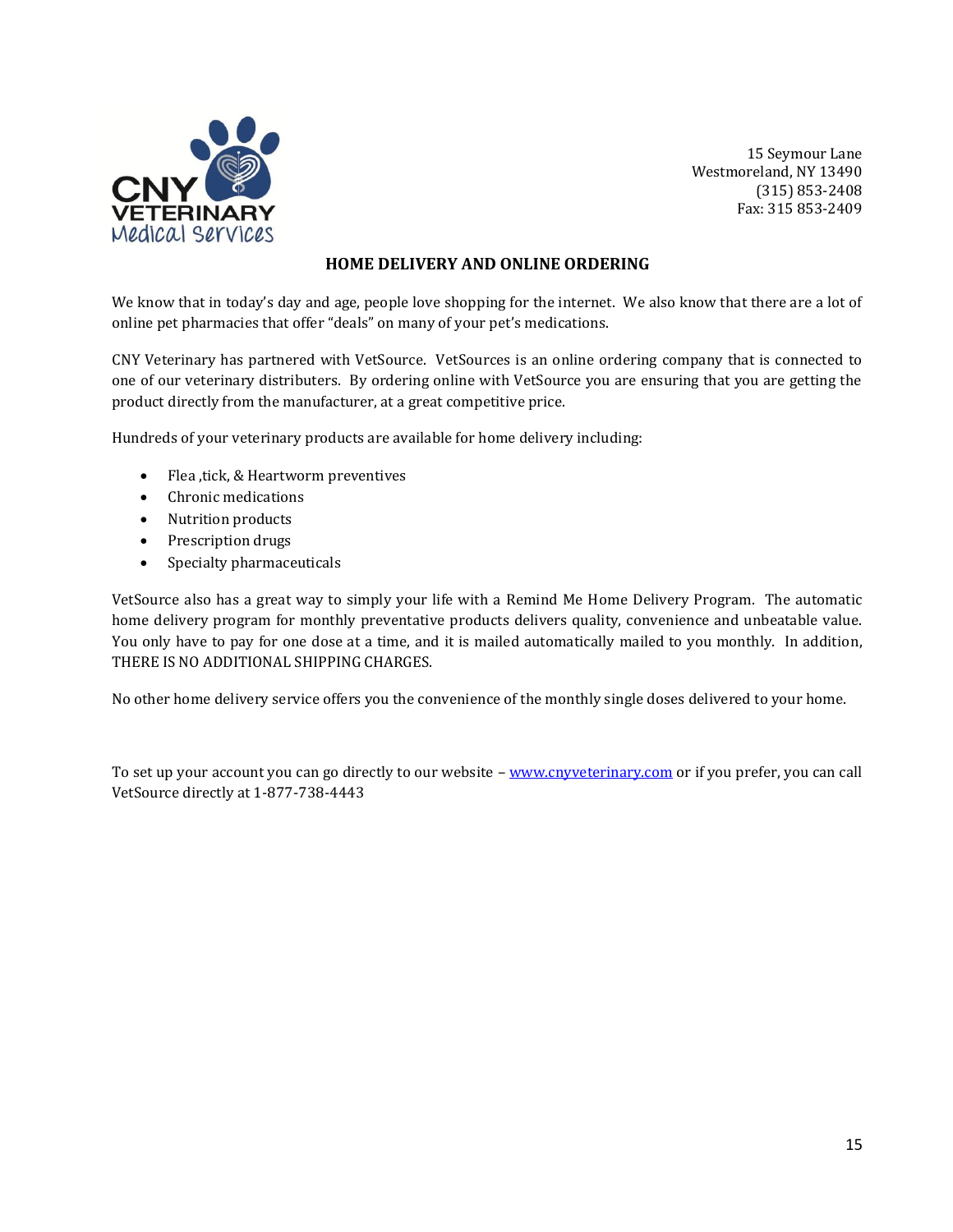CNY VETERINARY Medical Services

15 Seymour Lane
Westmoreland, NY 13490
(315) 853-2408
Fax: 315 853-2409

## HOME DELIVERY AND ONLINE ORDERING

We know that in today's day and age, people love shopping for the internet. We also know that there are a lot of online pet pharmacies that offer "deals" on many of your pet's medications.

CNY Veterinary has partnered with VetSource. VetSources is an online ordering company that is connected to one of our veterinary distributers. By ordering online with VetSource you are ensuring that you are getting the product directly from the manufacturer, at a great competitive price.

Hundreds of your veterinary products are available for home delivery including:

- Flea ,tick, & Heartworm preventives
- Chronic medications
- Nutrition products
- Prescription drugs
- Specialty pharmaceuticals

VetSource also has a great way to simply your life with a Remind Me Home Delivery Program. The automatic home delivery program for monthly preventative products delivers quality, convenience and unbeatable value. You only have to pay for one dose at a time, and it is mailed automatically mailed to you monthly. In addition, THERE IS NO ADDITIONAL SHIPPING CHARGES.

No other home delivery service offers you the convenience of the monthly single doses delivered to your home.

To set up your account you can go directly to our website – [www.cnyveterinary.com](http://www.cnyveterinary.com) or if you prefer, you can call VetSource directly at 1-877-738-4443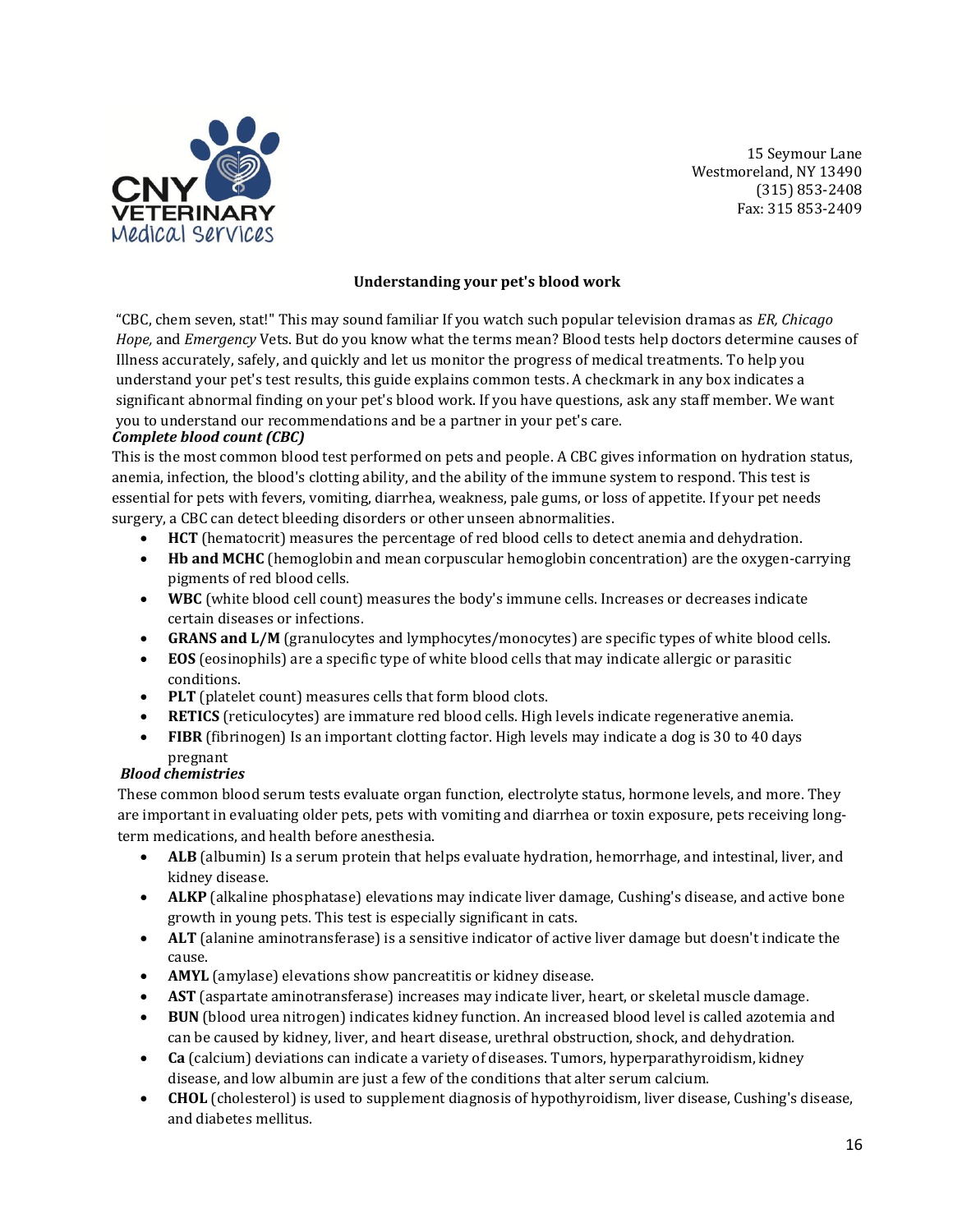15 Seymour Lane
Westmoreland, NY 13490
(315) 853-2408
Fax: 315 853-2409

**Understanding your pet's blood work**

"CBC, chem seven, stat!" This may sound familiar If you watch such popular television dramas as *ER, Chicago Hope,* and *Emergency* Vets. But do you know what the terms mean? Blood tests help doctors determine causes of Illness accurately, safely, and quickly and let us monitor the progress of medical treatments. To help you understand your pet's test results, this guide explains common tests. A checkmark in any box indicates a significant abnormal finding on your pet's blood work. If you have questions, ask any staff member. We want you to understand our recommendations and be a partner in your pet's care.

***Complete blood count (CBC)***

This is the most common blood test performed on pets and people. A CBC gives information on hydration status, anemia, infection, the blood's clotting ability, and the ability of the immune system to respond. This test is essential for pets with fevers, vomiting, diarrhea, weakness, pale gums, or loss of appetite. If your pet needs surgery, a CBC can detect bleeding disorders or other unseen abnormalities.

- **HCT** (hematocrit) measures the percentage of red blood cells to detect anemia and dehydration.
- **Hb and MCHC** (hemoglobin and mean corpuscular hemoglobin concentration) are the oxygen-carrying pigments of red blood cells.
- **WBC** (white blood cell count) measures the body's immune cells. Increases or decreases indicate certain diseases or infections.
- **GRANS and L/M** (granulocytes and lymphocytes/monocytes) are specific types of white blood cells.
- **EOS** (eosinophils) are a specific type of white blood cells that may indicate allergic or parasitic conditions.
- **PLT** (platelet count) measures cells that form blood clots.
- **RETICS** (reticulocytes) are immature red blood cells. High levels indicate regenerative anemia.
- **FIBR** (fibrinogen) Is an important clotting factor. High levels may indicate a dog is 30 to 40 days pregnant

***Blood chemistries***

These common blood serum tests evaluate organ function, electrolyte status, hormone levels, and more. They are important in evaluating older pets, pets with vomiting and diarrhea or toxin exposure, pets receiving long-term medications, and health before anesthesia.

- **ALB** (albumin) Is a serum protein that helps evaluate hydration, hemorrhage, and intestinal, liver, and kidney disease.
- **ALKP** (alkaline phosphatase) elevations may indicate liver damage, Cushing's disease, and active bone growth in young pets. This test is especially significant in cats.
- **ALT** (alanine aminotransferase) is a sensitive indicator of active liver damage but doesn't indicate the cause.
- **AMYL** (amylase) elevations show pancreatitis or kidney disease.
- **AST** (aspartate aminotransferase) increases may indicate liver, heart, or skeletal muscle damage.
- **BUN** (blood urea nitrogen) indicates kidney function. An increased blood level is called azotemia and can be caused by kidney, liver, and heart disease, urethral obstruction, shock, and dehydration.
- **Ca** (calcium) deviations can indicate a variety of diseases. Tumors, hyperparathyroidism, kidney disease, and low albumin are just a few of the conditions that alter serum calcium.
- **CHOL** (cholesterol) is used to supplement diagnosis of hypothyroidism, liver disease, Cushing's disease, and diabetes mellitus.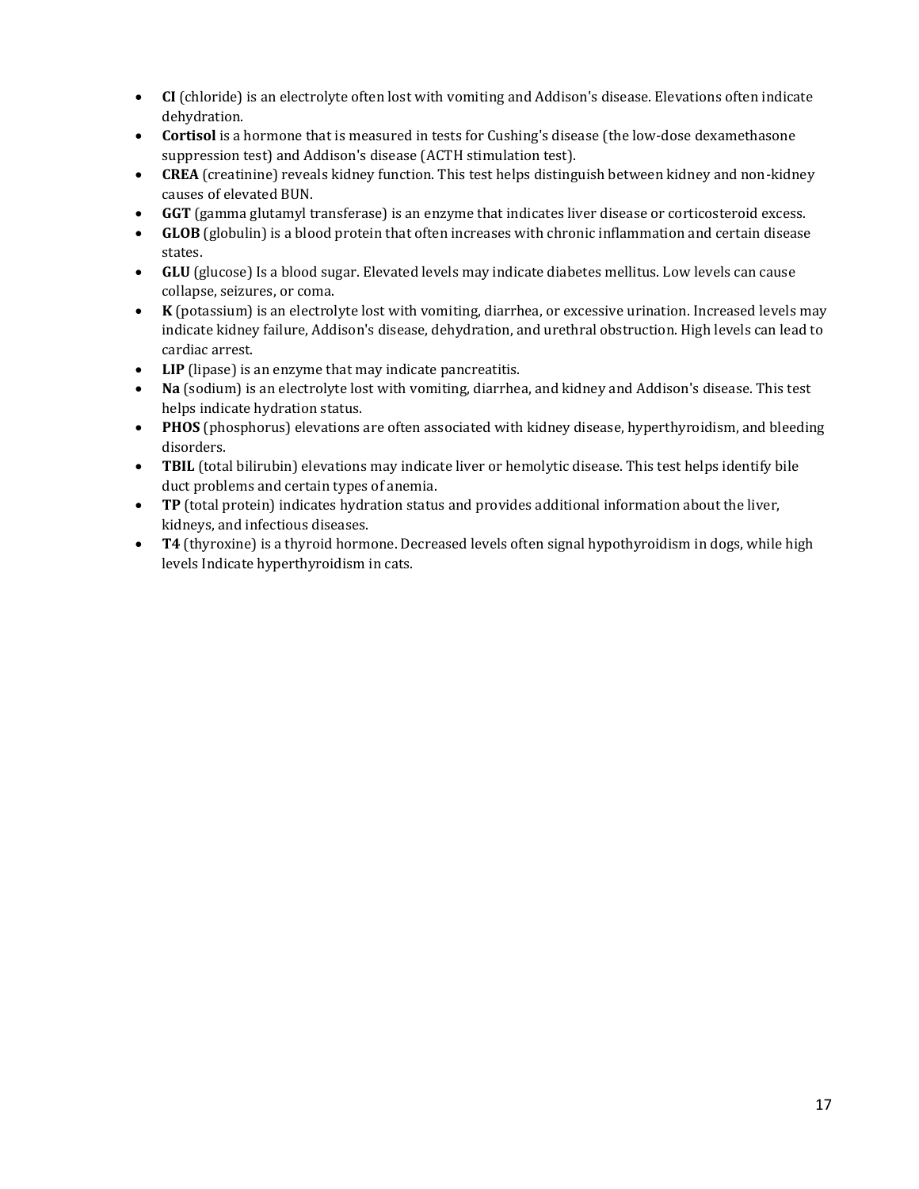- **CI** (chloride) is an electrolyte often lost with vomiting and Addison's disease. Elevations often indicate dehydration.
- **Cortisol** is a hormone that is measured in tests for Cushing's disease (the low-dose dexamethasone suppression test) and Addison's disease (ACTH stimulation test).
- **CREA** (creatinine) reveals kidney function. This test helps distinguish between kidney and non-kidney causes of elevated BUN.
- **GGT** (gamma glutamyl transferase) is an enzyme that indicates liver disease or corticosteroid excess.
- **GLOB** (globulin) is a blood protein that often increases with chronic inflammation and certain disease states.
- **GLU** (glucose) Is a blood sugar. Elevated levels may indicate diabetes mellitus. Low levels can cause collapse, seizures, or coma.
- **K** (potassium) is an electrolyte lost with vomiting, diarrhea, or excessive urination. Increased levels may indicate kidney failure, Addison's disease, dehydration, and urethral obstruction. High levels can lead to cardiac arrest.
- **LIP** (lipase) is an enzyme that may indicate pancreatitis.
- **Na** (sodium) is an electrolyte lost with vomiting, diarrhea, and kidney and Addison's disease. This test helps indicate hydration status.
- **PHOS** (phosphorus) elevations are often associated with kidney disease, hyperthyroidism, and bleeding disorders.
- **TBIL** (total bilirubin) elevations may indicate liver or hemolytic disease. This test helps identify bile duct problems and certain types of anemia.
- **TP** (total protein) indicates hydration status and provides additional information about the liver, kidneys, and infectious diseases.
- **T4** (thyroxine) is a thyroid hormone. Decreased levels often signal hypothyroidism in dogs, while high levels Indicate hyperthyroidism in cats.